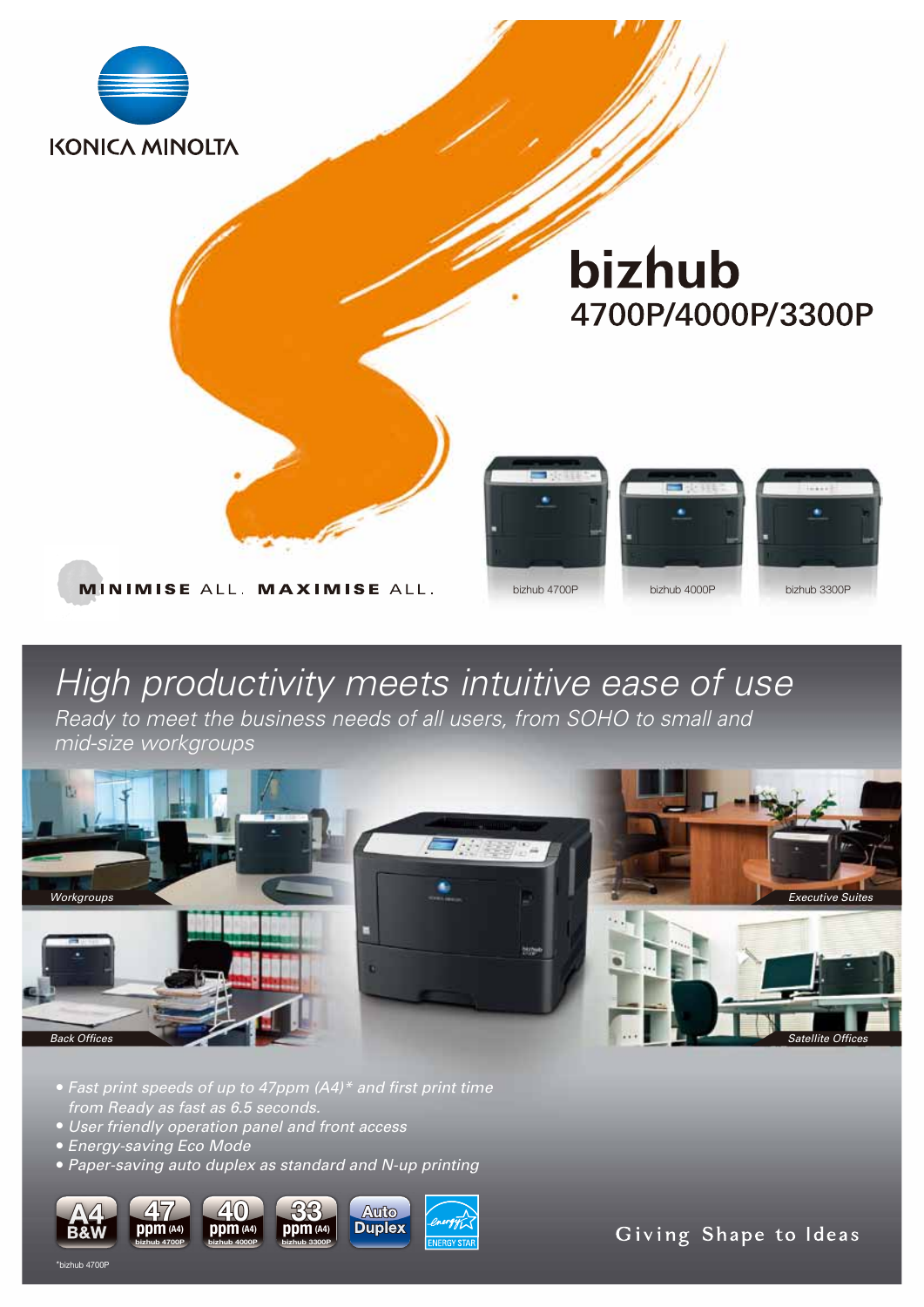KONICA MINOLTA

# bizhub
## 4700P/4000P/3300P

MINIMISE ALL. MAXIMISE ALL.

bizhub 4700P bizhub 4000P bizhub 3300P

## *High productivity meets intuitive ease of use*

*Ready to meet the business needs of all users, from SOHO to small and mid-size workgroups*

*Workgroups*

*Executive Suites*

*Back Offices*

*Satellite Offices*

- *Fast print speeds of up to 47ppm (A4)\* and first print time from Ready as fast as 6.5 seconds.*
- *User friendly operation panel and front access*
- *Energy-saving Eco Mode*
- *Paper-saving auto duplex as standard and N-up printing*

A4 B&W | 47 ppm (A4) bizhub 4700P | 40 ppm (A4) bizhub 4000P | 33 ppm (A4) bizhub 3300P | Auto Duplex | ENERGY STAR

Giving Shape to Ideas

\*bizhub 4700P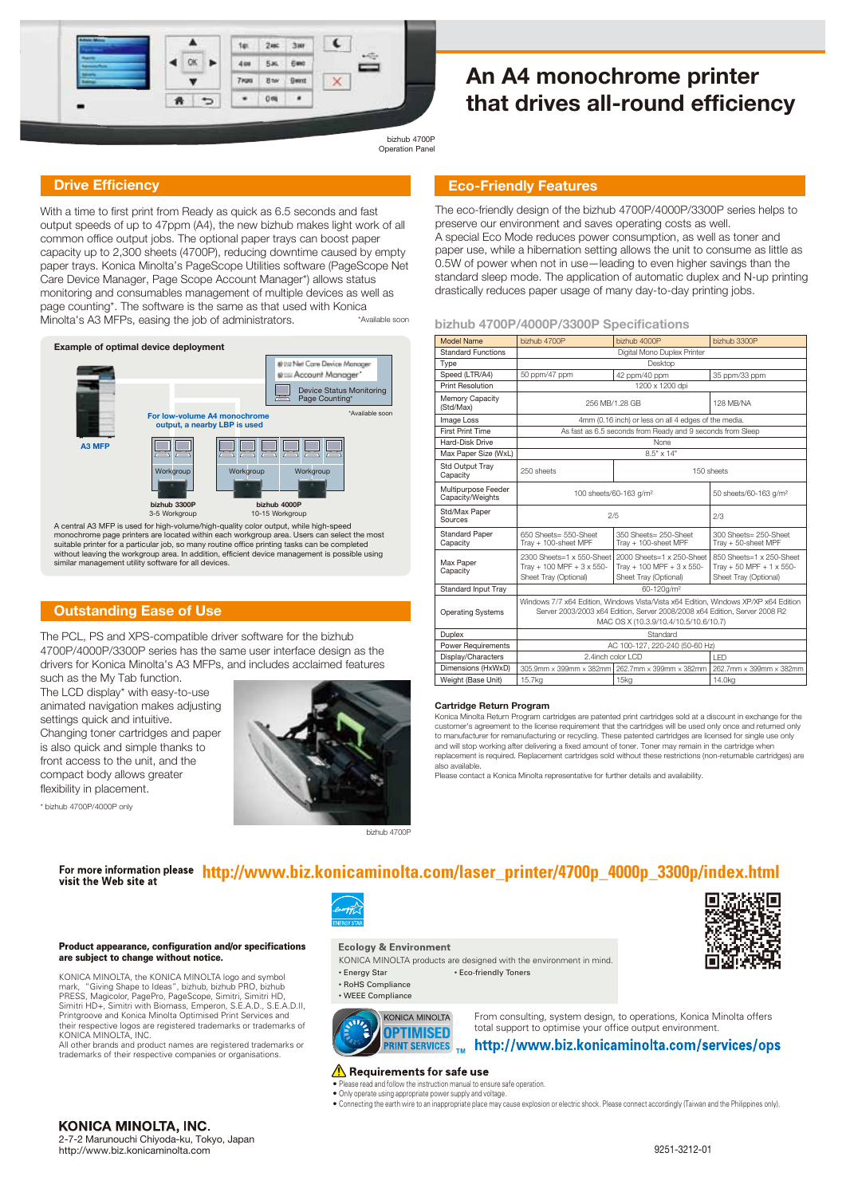bizhub 4700P
Operation Panel

# An A4 monochrome printer that drives all-round efficiency

## Drive Efficiency

With a time to first print from Ready as quick as 6.5 seconds and fast output speeds of up to 47ppm (A4), the new bizhub makes light work of all common office output jobs. The optional paper trays can boost paper capacity up to 2,300 sheets (4700P), reducing downtime caused by empty paper trays. Konica Minolta's PageScope Utilities software (PageScope Net Care Device Manager, Page Scope Account Manager*) allows status monitoring and consumables management of multiple devices as well as page counting*. The software is the same as that used with Konica Minolta's A3 MFPs, easing the job of administrators.

*Available soon

**Example of optimal device deployment**

Net Care Device Manager
Account Manager*
Device Status Monitoring
Page Counting*

*Available soon

For low-volume A4 monochrome output, a nearby LBP is used

A3 MFP

Workgroup
Workgroup
Workgroup

bizhub 3300P
3-5 Workgroup

bizhub 4000P
10-15 Workgroup

A central A3 MFP is used for high-volume/high-quality color output, while high-speed monochrome page printers are located within each workgroup area. Users can select the most suitable printer for a particular job, so many routine office printing tasks can be completed without leaving the workgroup area. In addition, efficient device management is possible using similar management utility software for all devices.

## Outstanding Ease of Use

The PCL, PS and XPS-compatible driver software for the bizhub 4700P/4000P/3300P series has the same user interface design as the drivers for Konica Minolta's A3 MFPs, and includes acclaimed features such as the My Tab function.

The LCD display* with easy-to-use animated navigation makes adjusting settings quick and intuitive.

Changing toner cartridges and paper is also quick and simple thanks to front access to the unit, and the compact body allows greater flexibility in placement.

* bizhub 4700P/4000P only

bizhub 4700P

## Eco-Friendly Features

The eco-friendly design of the bizhub 4700P/4000P/3300P series helps to preserve our environment and saves operating costs as well.

A special Eco Mode reduces power consumption, as well as toner and paper use, while a hibernation setting allows the unit to consume as little as 0.5W of power when not in use—leading to even higher savings than the standard sleep mode. The application of automatic duplex and N-up printing drastically reduces paper usage of many day-to-day printing jobs.

### bizhub 4700P/4000P/3300P Specifications

| Model Name | bizhub 4700P | bizhub 4000P | bizhub 3300P |
|---|---|---|---|
| Standard Functions | Digital Mono Duplex Printer | | |
| Type | Desktop | | |
| Speed (LTR/A4) | 50 ppm/47 ppm | 42 ppm/40 ppm | 35 ppm/33 ppm |
| Print Resolution | 1200 x 1200 dpi | | |
| Memory Capacity (Std/Max) | 256 MB/1.28 GB | | 128 MB/NA |
| Image Loss | 4mm (0.16 inch) or less on all 4 edges of the media. | | |
| First Print Time | As fast as 6.5 seconds from Ready and 9 seconds from Sleep | | |
| Hard-Disk Drive | None | | |
| Max Paper Size (WxL) | 8.5" x 14" | | |
| Std Output Tray Capacity | 250 sheets | 150 sheets | |
| Multipurpose Feeder Capacity/Weights | 100 sheets/60-163 g/m² | | 50 sheets/60-163 g/m² |
| Std/Max Paper Sources | 2/5 | | 2/3 |
| Standard Paper Capacity | 650 Sheets= 550-Sheet Tray + 100-sheet MPF | 350 Sheets= 250-Sheet Tray + 100-sheet MPF | 300 Sheets= 250-Sheet Tray + 50-sheet MPF |
| Max Paper Capacity | 2300 Sheets=1 x 550-Sheet Tray + 100 MPF + 3 x 550-Sheet Tray (Optional) | 2000 Sheets=1 x 250-Sheet Tray + 100 MPF + 3 x 550-Sheet Tray (Optional) | 850 Sheets=1 x 250-Sheet Tray + 50 MPF + 1 x 550-Sheet Tray (Optional) |
| Standard Input Tray | 60-120g/m² | | |
| Operating Systems | Windows 7/7 x64 Edition, Windows Vista/Vista x64 Edition, Windows XP/XP x64 Edition Server 2003/2003 x64 Edition, Server 2008/2008 x64 Edition, Server 2008 R2 MAC OS X (10.3.9/10.4/10.5/10.6/10.7) | | |
| Duplex | Standard | | |
| Power Requirements | AC 100-127, 220-240 (50-60 Hz) | | |
| Display/Characters | 2.4inch color LCD | | LED |
| Dimensions (HxWxD) | 305.9mm x 399mm x 382mm | 262.7mm x 399mm x 382mm | 262.7mm x 399mm x 382mm |
| Weight (Base Unit) | 15.7kg | 15kg | 14.0kg |

**Cartridge Return Program**

Konica Minolta Return Program cartridges are patented print cartridges sold at a discount in exchange for the customer's agreement to the license requirement that the cartridges will be used only once and returned only to manufacturer for remanufacturing or recycling. These patented cartridges are licensed for single use only and will stop working after delivering a fixed amount of toner. Toner may remain in the cartridge when replacement is required. Replacement cartridges sold without these restrictions (non-returnable cartridges) are also available.

Please contact a Konica Minolta representative for further details and availability.

**For more information please visit the Web site at** http://www.biz.konicaminolta.com/laser_printer/4700p_4000p_3300p/index.html

**Product appearance, configuration and/or specifications are subject to change without notice.**

KONICA MINOLTA, the KONICA MINOLTA logo and symbol mark, "Giving Shape to Ideas", bizhub, bizhub PRO, bizhub PRESS, Magicolor, PagePro, PageScope, Simitri, Simitri HD, Simitri HD+, Simitri with Biomass, Emperon, S.E.A.D., S.E.A.D.II, Printgroove and Konica Minolta Optimised Print Services and their respective logos are registered trademarks or trademarks of KONICA MINOLTA, INC.

All other brands and product names are registered trademarks or trademarks of their respective companies or organisations.

**Ecology & Environment**

KONICA MINOLTA products are designed with the environment in mind.

- Energy Star
- Eco-friendly Toners
- RoHS Compliance
- WEEE Compliance

KONICA MINOLTA OPTIMISED PRINT SERVICES™

From consulting, system design, to operations, Konica Minolta offers total support to optimise your office output environment.

http://www.biz.konicaminolta.com/services/ops

**Requirements for safe use**

- Please read and follow the instruction manual to ensure safe operation.
- Only operate using appropriate power supply and voltage.
- Connecting the earth wire to an inappropriate place may cause explosion or electric shock. Please connect accordingly (Taiwan and the Philippines only).

**KONICA MINOLTA, INC.**
2-7-2 Marunouchi Chiyoda-ku, Tokyo, Japan
http://www.biz.konicaminolta.com

9251-3212-01